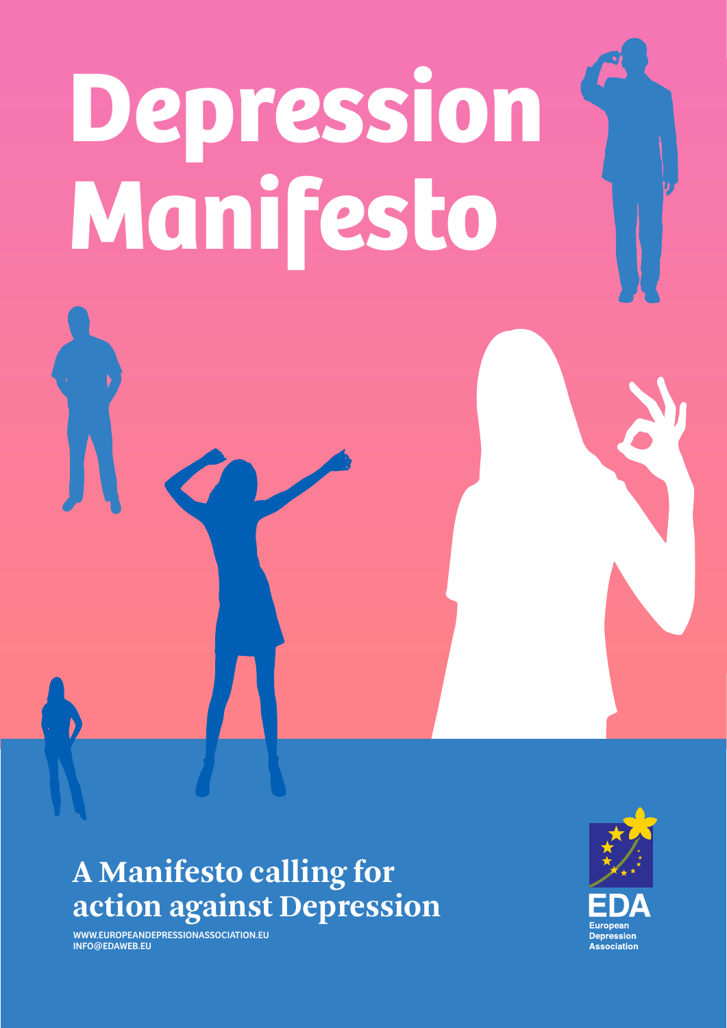# Depression Manifesto

## A Manifesto calling for action against Depression

WWW.EUROPEANDEPRESSIONASSOCIATION.EU
INFO@EDAWEB.EU

EDA
European Depression Association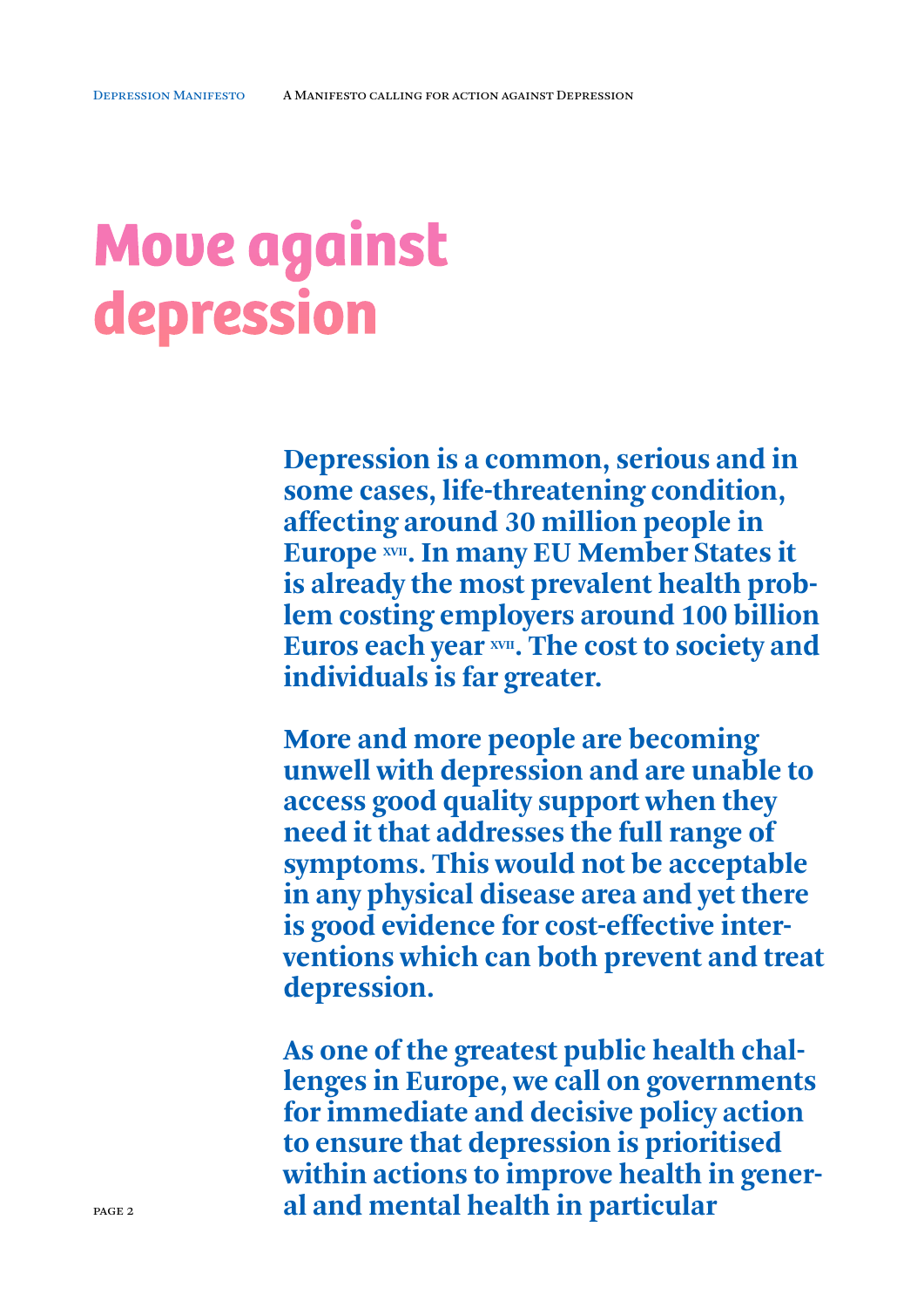# Move against depression

**Depression is a common, serious and in some cases, life-threatening condition, affecting around 30 million people in Europe [XVII]. In many EU Member States it is already the most prevalent health problem costing employers around 100 billion Euros each year [XVII]. The cost to society and individuals is far greater.**

**More and more people are becoming unwell with depression and are unable to access good quality support when they need it that addresses the full range of symptoms. This would not be acceptable in any physical disease area and yet there is good evidence for cost-effective interventions which can both prevent and treat depression.**

**As one of the greatest public health challenges in Europe, we call on governments for immediate and decisive policy action to ensure that depression is prioritised within actions to improve health in general and mental health in particular**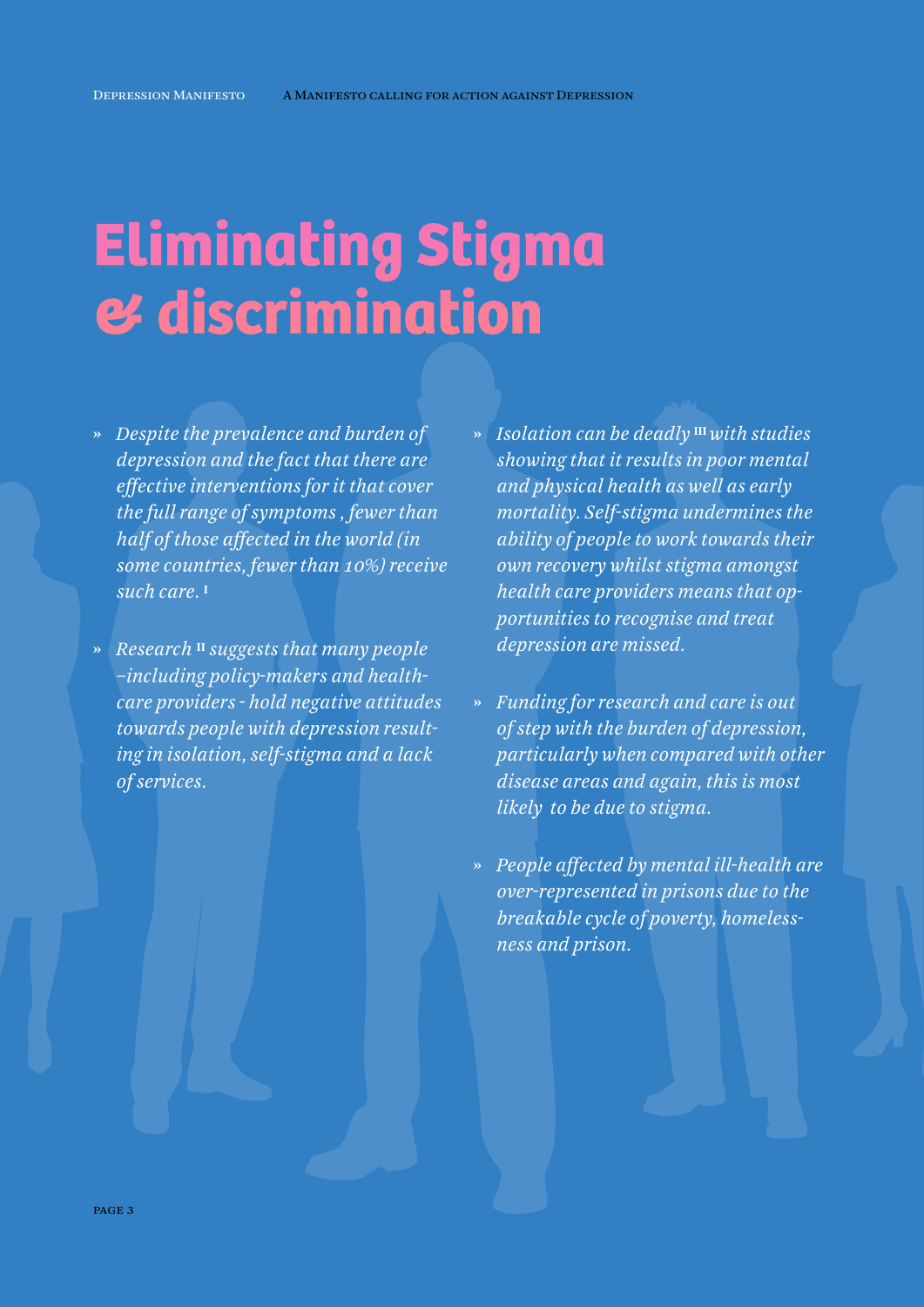# Eliminating Stigma & discrimination

- *Despite the prevalence and burden of depression and the fact that there are effective interventions for it that cover the full range of symptoms , fewer than half of those affected in the world (in some countries, fewer than 10%) receive such care.* [I]
- *Research* [II] *suggests that many people –including policy-makers and health-care providers - hold negative attitudes towards people with depression resulting in isolation, self-stigma and a lack of services.*
- *Isolation can be deadly* [III] *with studies showing that it results in poor mental and physical health as well as early mortality. Self-stigma undermines the ability of people to work towards their own recovery whilst stigma amongst health care providers means that opportunities to recognise and treat depression are missed.*
- *Funding for research and care is out of step with the burden of depression, particularly when compared with other disease areas and again, this is most likely to be due to stigma.*
- *People affected by mental ill-health are over-represented in prisons due to the breakable cycle of poverty, homelessness and prison.*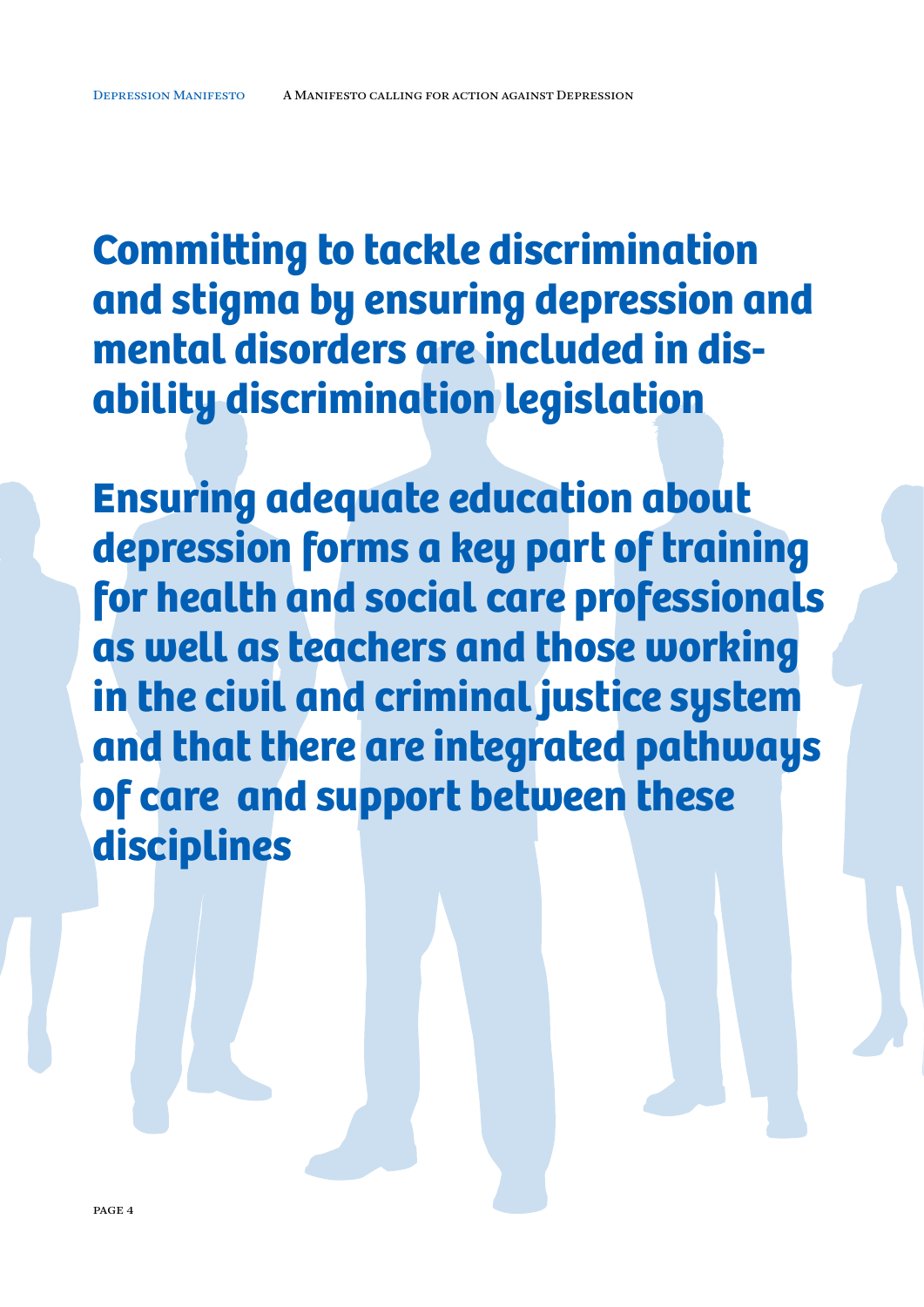**Committing to tackle discrimination and stigma by ensuring depression and mental disorders are included in disability discrimination legislation**

**Ensuring adequate education about depression forms a key part of training for health and social care professionals as well as teachers and those working in the civil and criminal justice system and that there are integrated pathways of care and support between these disciplines**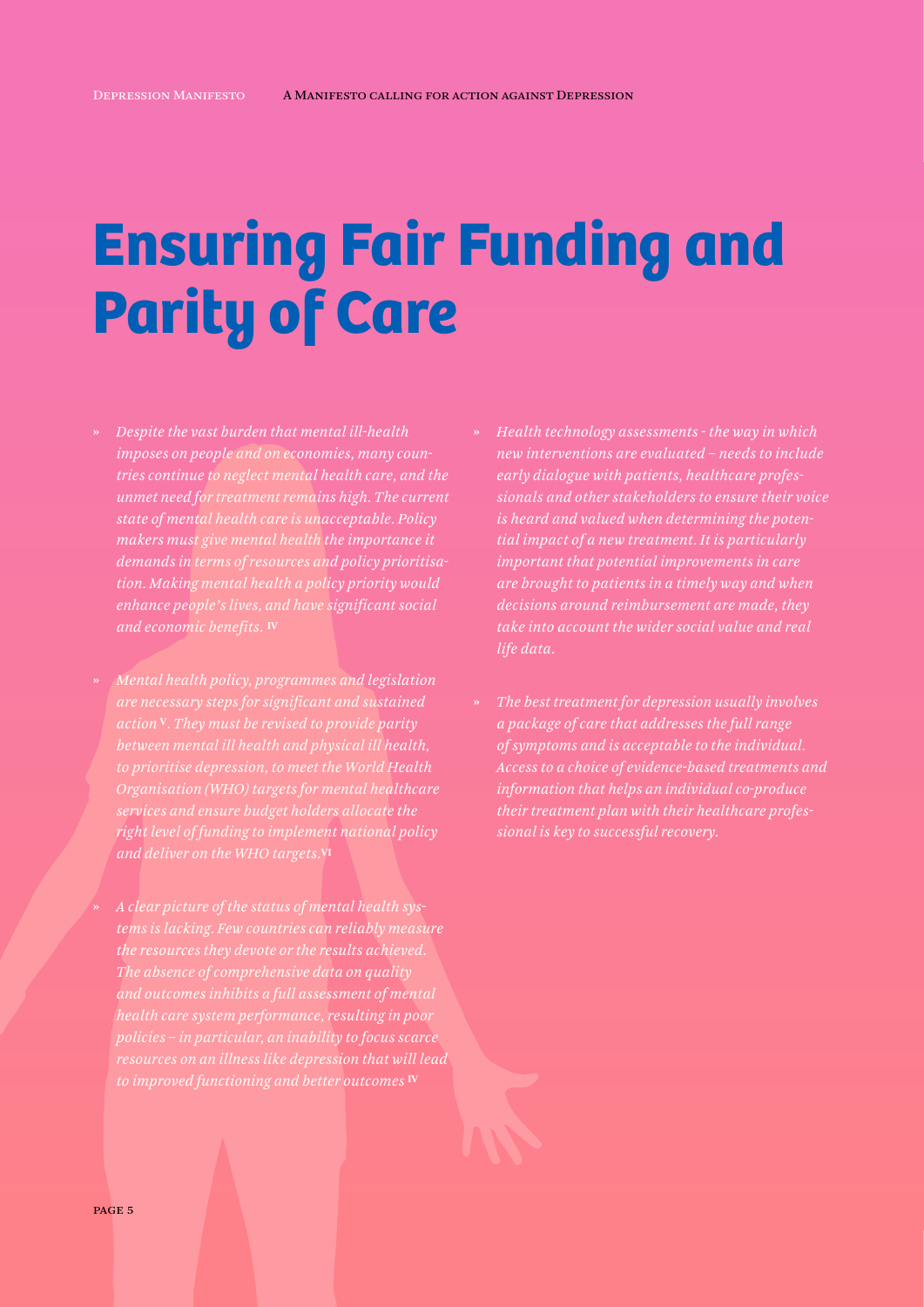# Ensuring Fair Funding and Parity of Care

- *Despite the vast burden that mental ill-health imposes on people and on economies, many countries continue to neglect mental health care, and the unmet need for treatment remains high. The current state of mental health care is unacceptable. Policy makers must give mental health the importance it demands in terms of resources and policy prioritisation. Making mental health a policy priority would enhance people's lives, and have significant social and economic benefits.* [IV]

- *Mental health policy, programmes and legislation are necessary steps for significant and sustained action*[V]*. They must be revised to provide parity between mental ill health and physical ill health, to prioritise depression, to meet the World Health Organisation (WHO) targets for mental healthcare services and ensure budget holders allocate the right level of funding to implement national policy and deliver on the WHO targets.*[VI]

- *A clear picture of the status of mental health systems is lacking. Few countries can reliably measure the resources they devote or the results achieved. The absence of comprehensive data on quality and outcomes inhibits a full assessment of mental health care system performance, resulting in poor policies – in particular, an inability to focus scarce resources on an illness like depression that will lead to improved functioning and better outcomes* [IV]

- *Health technology assessments - the way in which new interventions are evaluated – needs to include early dialogue with patients, healthcare professionals and other stakeholders to ensure their voice is heard and valued when determining the potential impact of a new treatment. It is particularly important that potential improvements in care are brought to patients in a timely way and when decisions around reimbursement are made, they take into account the wider social value and real life data.*

- *The best treatment for depression usually involves a package of care that addresses the full range of symptoms and is acceptable to the individual. Access to a choice of evidence-based treatments and information that helps an individual co-produce their treatment plan with their healthcare professional is key to successful recovery.*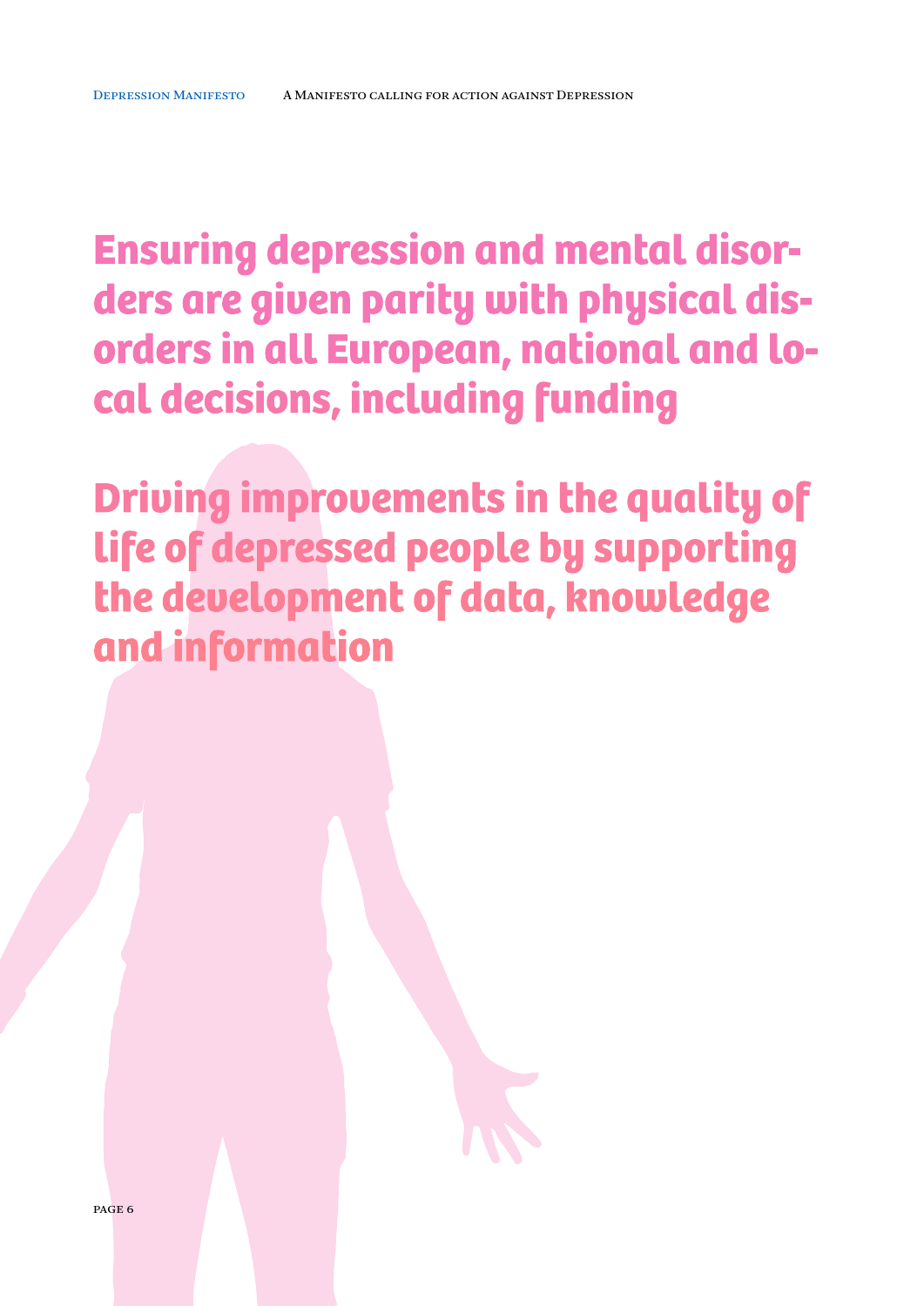## Ensuring depression and mental disorders are given parity with physical disorders in all European, national and local decisions, including funding

## Driving improvements in the quality of life of depressed people by supporting the development of data, knowledge and information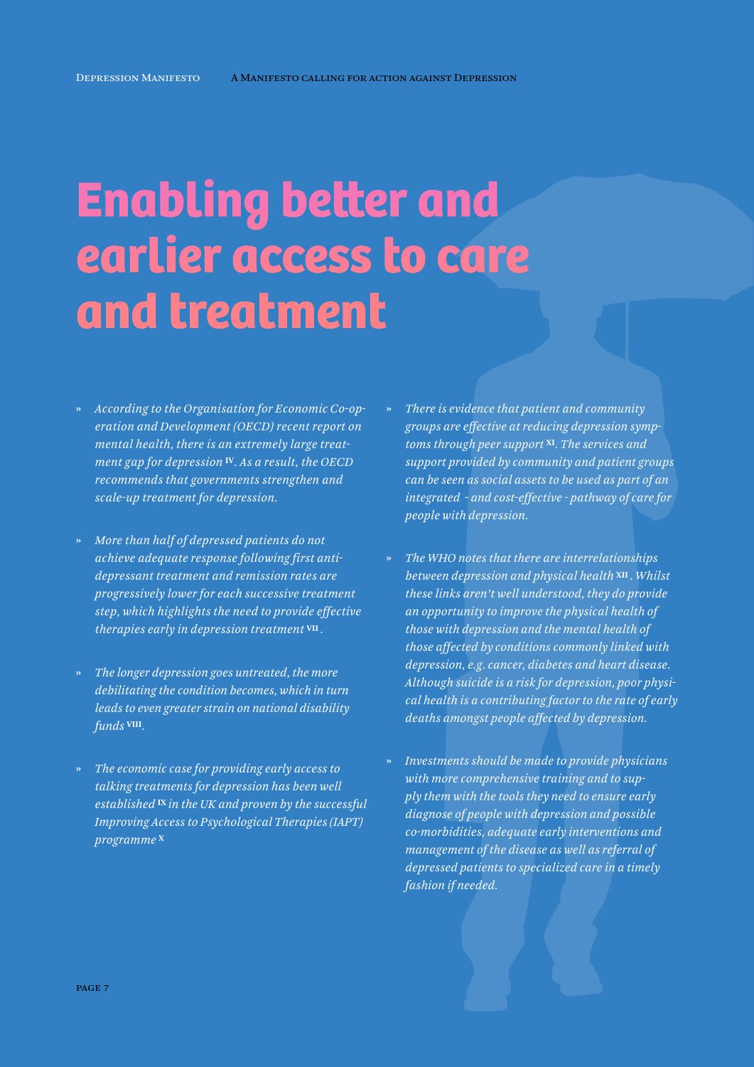# Enabling better and earlier access to care and treatment

- *According to the Organisation for Economic Co-operation and Development (OECD) recent report on mental health, there is an extremely large treatment gap for depression* [IV]*. As a result, the OECD recommends that governments strengthen and scale-up treatment for depression.*

- *More than half of depressed patients do not achieve adequate response following first antidepressant treatment and remission rates are progressively lower for each successive treatment step, which highlights the need to provide effective therapies early in depression treatment* [VII]*.*

- *The longer depression goes untreated, the more debilitating the condition becomes, which in turn leads to even greater strain on national disability funds* [VIII]*.*

- *The economic case for providing early access to talking treatments for depression has been well established* [IX] *in the UK and proven by the successful Improving Access to Psychological Therapies (IAPT) programme* [X]

- *There is evidence that patient and community groups are effective at reducing depression symptoms through peer support* [XI]*. The services and support provided by community and patient groups can be seen as social assets to be used as part of an integrated - and cost-effective - pathway of care for people with depression.*

- *The WHO notes that there are interrelationships between depression and physical health* [XII]*. Whilst these links aren't well understood, they do provide an opportunity to improve the physical health of those with depression and the mental health of those affected by conditions commonly linked with depression, e.g. cancer, diabetes and heart disease. Although suicide is a risk for depression, poor physical health is a contributing factor to the rate of early deaths amongst people affected by depression.*

- *Investments should be made to provide physicians with more comprehensive training and to supply them with the tools they need to ensure early diagnose of people with depression and possible co-morbidities, adequate early interventions and management of the disease as well as referral of depressed patients to specialized care in a timely fashion if needed.*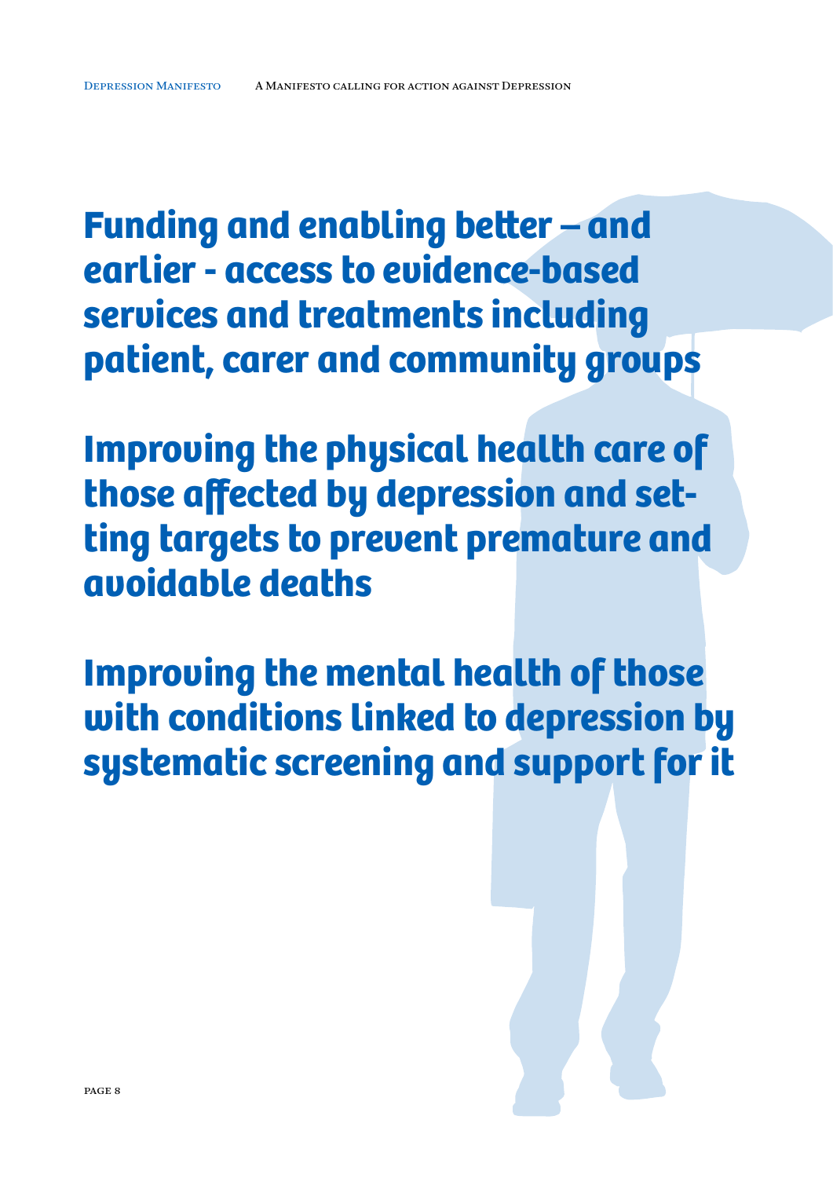## Funding and enabling better – and earlier - access to evidence-based services and treatments including patient, carer and community groups

## Improving the physical health care of those affected by depression and setting targets to prevent premature and avoidable deaths

## Improving the mental health of those with conditions linked to depression by systematic screening and support for it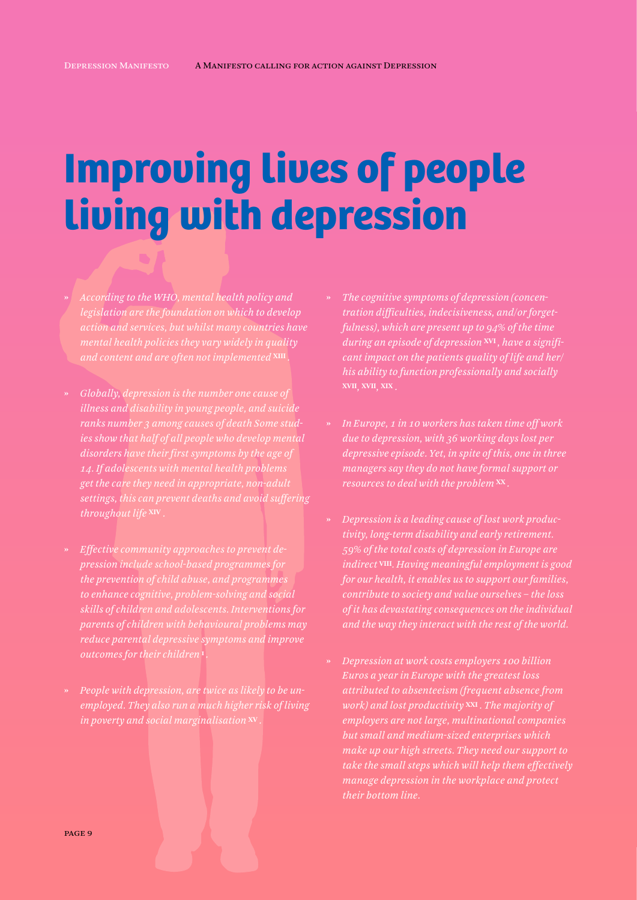# Improving lives of people living with depression

- *According to the WHO, mental health policy and legislation are the foundation on which to develop action and services, but whilst many countries have mental health policies they vary widely in quality and content and are often not implemented* [XIII].

- *Globally, depression is the number one cause of illness and disability in young people, and suicide ranks number 3 among causes of death Some studies show that half of all people who develop mental disorders have their first symptoms by the age of 14. If adolescents with mental health problems get the care they need in appropriate, non-adult settings, this can prevent deaths and avoid suffering throughout life* [XIV].

- *Effective community approaches to prevent depression include school-based programmes for the prevention of child abuse, and programmes to enhance cognitive, problem-solving and social skills of children and adolescents. Interventions for parents of children with behavioural problems may reduce parental depressive symptoms and improve outcomes for their children* [I].

- *People with depression, are twice as likely to be unemployed. They also run a much higher risk of living in poverty and social marginalisation* [XV].

- *The cognitive symptoms of depression (concentration difficulties, indecisiveness, and/or forgetfulness), which are present up to 94% of the time during an episode of depression* [XVI]*, have a significant impact on the patients quality of life and her/his ability to function professionally and socially* [XVII, XVII, XIX].

- *In Europe, 1 in 10 workers has taken time off work due to depression, with 36 working days lost per depressive episode. Yet, in spite of this, one in three managers say they do not have formal support or resources to deal with the problem* [XX].

- *Depression is a leading cause of lost work productivity, long-term disability and early retirement. 59% of the total costs of depression in Europe are indirect* [VIII]*. Having meaningful employment is good for our health, it enables us to support our families, contribute to society and value ourselves – the loss of it has devastating consequences on the individual and the way they interact with the rest of the world.*

- *Depression at work costs employers 100 billion Euros a year in Europe with the greatest loss attributed to absenteeism (frequent absence from work) and lost productivity* [XXI]*. The majority of employers are not large, multinational companies but small and medium-sized enterprises which make up our high streets. They need our support to take the small steps which will help them effectively manage depression in the workplace and protect their bottom line.*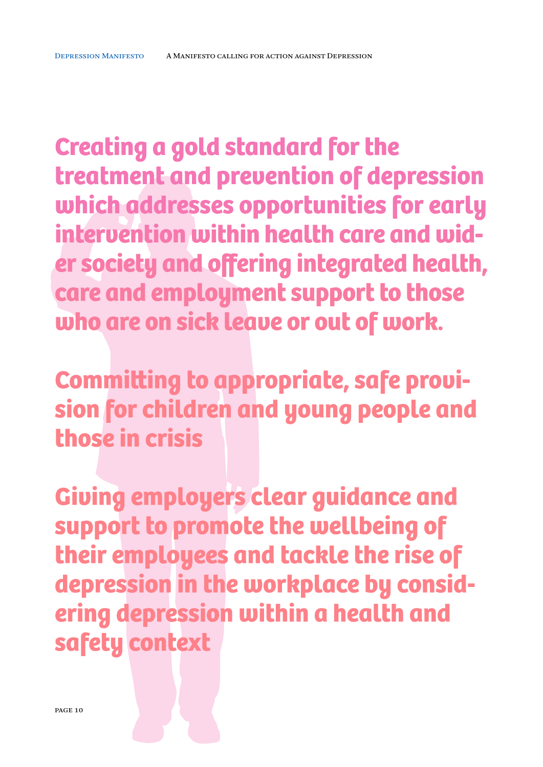**Creating a gold standard for the treatment and prevention of depression which addresses opportunities for early intervention within health care and wider society and offering integrated health, care and employment support to those who are on sick leave or out of work.**

**Committing to appropriate, safe provision for children and young people and those in crisis**

**Giving employers clear guidance and support to promote the wellbeing of their employees and tackle the rise of depression in the workplace by considering depression within a health and safety context**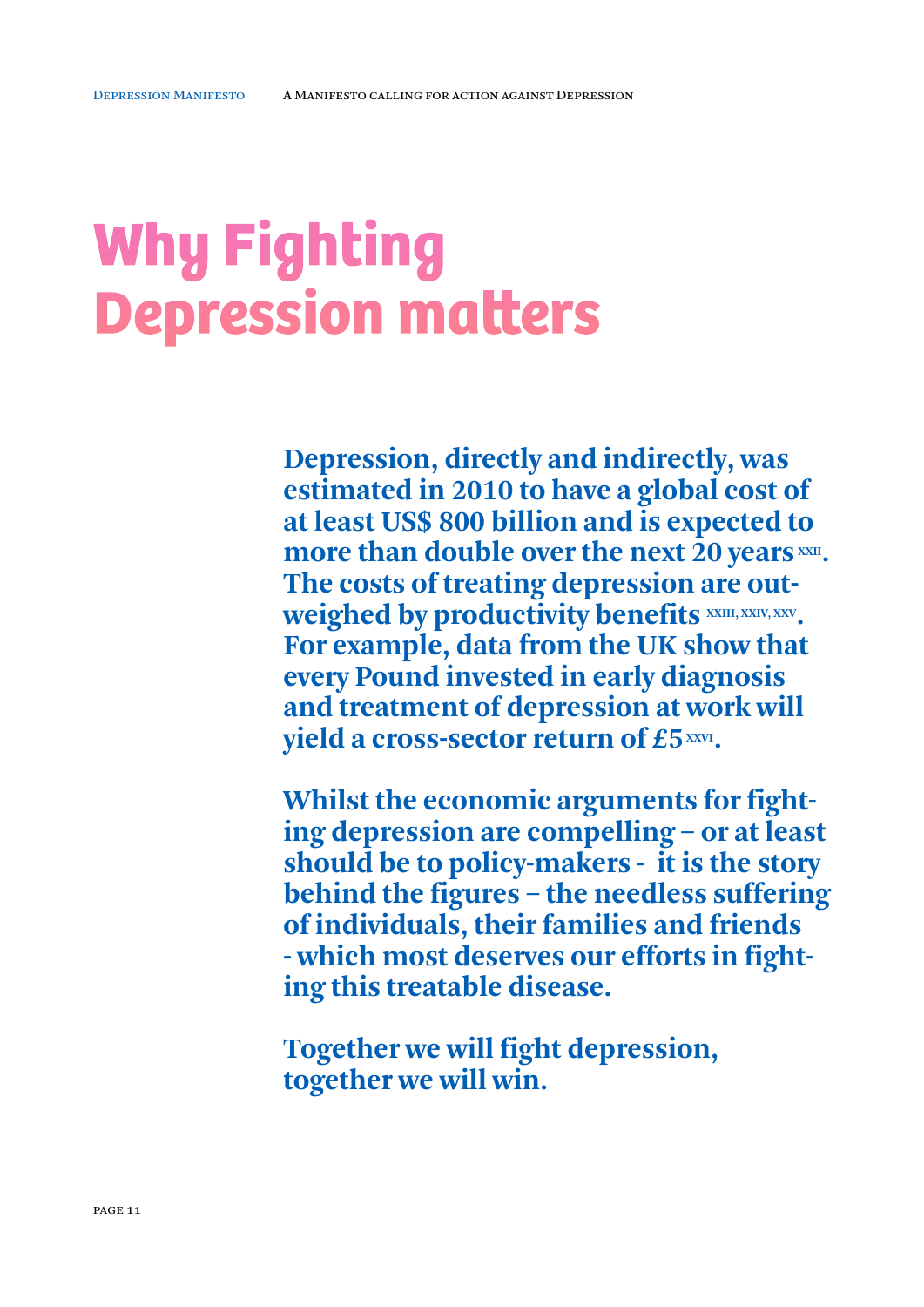# Why Fighting Depression matters

**Depression, directly and indirectly, was estimated in 2010 to have a global cost of at least US$ 800 billion and is expected to more than double over the next 20 years [XXII]. The costs of treating depression are outweighed by productivity benefits [XXIII, XXIV, XXV]. For example, data from the UK show that every Pound invested in early diagnosis and treatment of depression at work will yield a cross-sector return of £5 [XXVI].**

**Whilst the economic arguments for fighting depression are compelling – or at least should be to policy-makers - it is the story behind the figures – the needless suffering of individuals, their families and friends - which most deserves our efforts in fighting this treatable disease.**

**Together we will fight depression, together we will win.**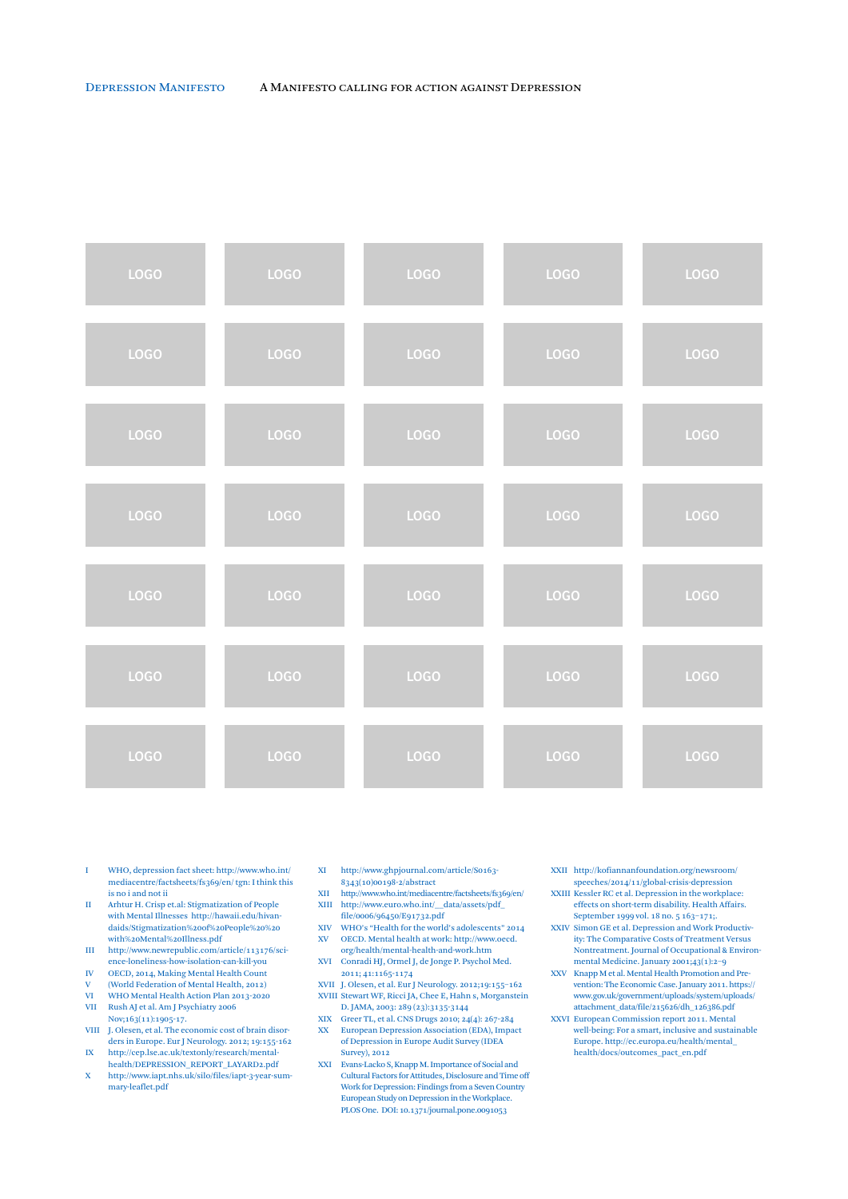LOGO LOGO LOGO LOGO LOGO

LOGO LOGO LOGO LOGO LOGO

LOGO LOGO LOGO LOGO LOGO

LOGO LOGO LOGO LOGO LOGO

LOGO LOGO LOGO LOGO LOGO

LOGO LOGO LOGO LOGO LOGO

LOGO LOGO LOGO LOGO LOGO

I WHO, depression fact sheet: http://www.who.int/mediacentre/factsheets/fs369/en/ tgn: I think this is no i and not ii

II Arhtur H. Crisp et.al: Stigmatization of People with Mental Illnesses http://hawaii.edu/hivandaids/Stigmatization%20of%20People%20%20with%20Mental%20Illness.pdf

III http://www.newrepublic.com/article/113176/science-loneliness-how-isolation-can-kill-you

IV OECD, 2014, Making Mental Health Count

V (World Federation of Mental Health, 2012)

VI WHO Mental Health Action Plan 2013-2020

VII Rush AJ et al. Am J Psychiatry 2006 Nov;163(11):1905-17.

VIII J. Olesen, et al. The economic cost of brain disorders in Europe. Eur J Neurology. 2012; 19:155-162

IX http://cep.lse.ac.uk/textonly/research/mentalhealth/DEPRESSION_REPORT_LAYARD2.pdf

X http://www.iapt.nhs.uk/silo/files/iapt-3-year-summary-leaflet.pdf

XI http://www.ghpjournal.com/article/S0163-8343(10)00198-2/abstract

XII http://www.who.int/mediacentre/factsheets/fs369/en/

XIII http://www.euro.who.int/__data/assets/pdf_file/0006/96450/E91732.pdf

XIV WHO's "Health for the world's adolescents" 2014

XV OECD. Mental health at work: http://www.oecd.org/health/mental-health-and-work.htm

XVI Conradi HJ, Ormel J, de Jonge P. Psychol Med. 2011; 41:1165-1174

XVII J. Olesen, et al. Eur J Neurology. 2012;19:155–162

XVIII Stewart WF, Ricci JA, Chee E, Hahn s, Morganstein D. JAMA, 2003: 289 (23):3135-3144

XIX Greer TL, et al. CNS Drugs 2010; 24(4): 267-284

XX European Depression Association (EDA), Impact of Depression in Europe Audit Survey (IDEA Survey), 2012

XXI Evans-Lacko S, Knapp M. Importance of Social and Cultural Factors for Attitudes, Disclosure and Time off Work for Depression: Findings from a Seven Country European Study on Depression in the Workplace. PLOS One. DOI: 10.1371/journal.pone.0091053

XXII http://kofiannanfoundation.org/newsroom/speeches/2014/11/global-crisis-depression

XXIII Kessler RC et al. Depression in the workplace: effects on short-term disability. Health Affairs. September 1999 vol. 18 no. 5 163–171;.

XXIV Simon GE et al. Depression and Work Productivity: The Comparative Costs of Treatment Versus Nontreatment. Journal of Occupational & Environmental Medicine. January 2001;43(1):2–9

XXV Knapp M et al. Mental Health Promotion and Prevention: The Economic Case. January 2011. https://www.gov.uk/government/uploads/system/uploads/attachment_data/file/215626/dh_126386.pdf

XXVI European Commission report 2011. Mental well-being: For a smart, inclusive and sustainable Europe. http://ec.europa.eu/health/mental_health/docs/outcomes_pact_en.pdf